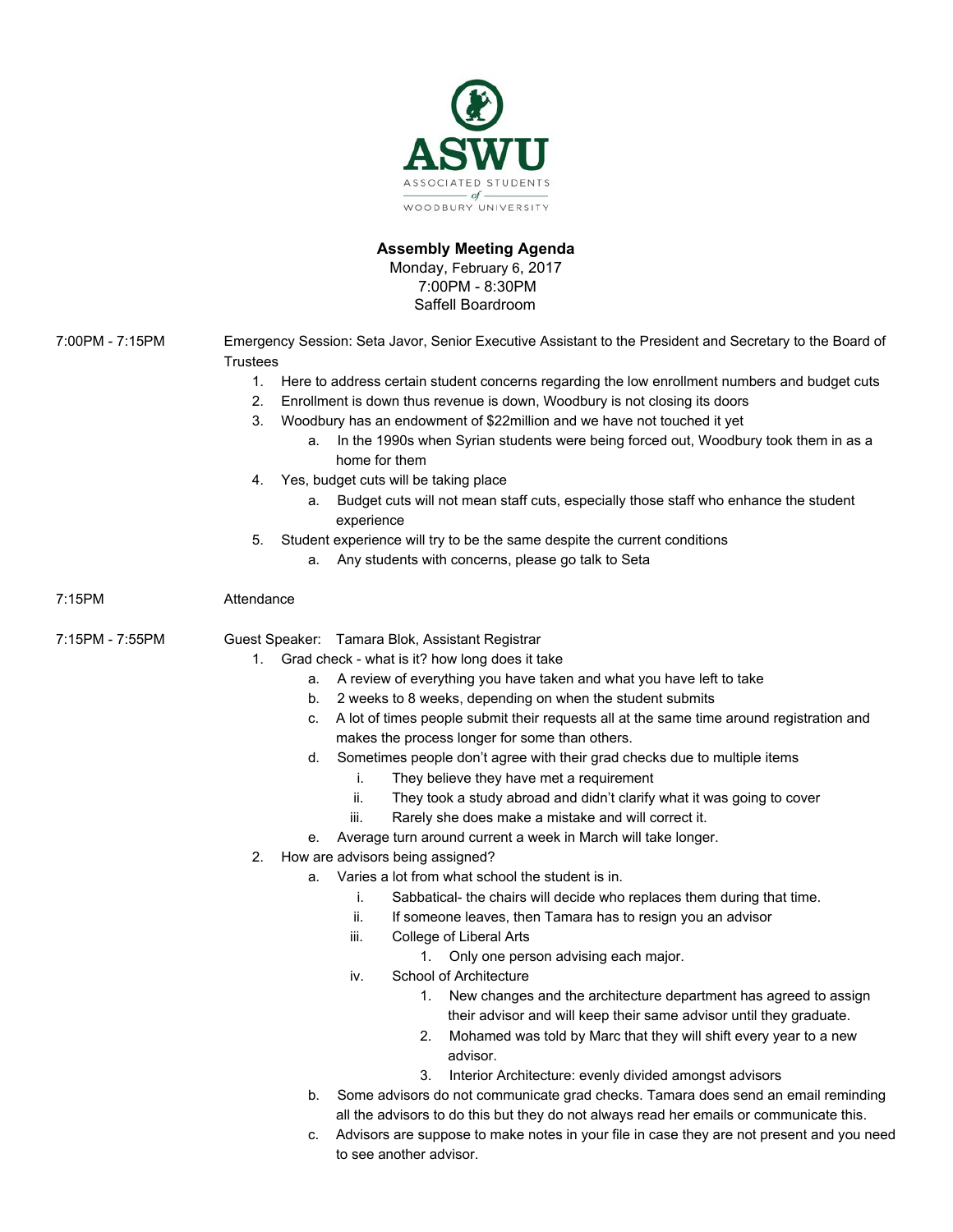ASWU

ASSOCIATED STUDENTS of WOODBURY UNIVERSITY

**Assembly Meeting Agenda**

Monday, February 6, 2017
7:00PM - 8:30PM
Saffell Boardroom

7:00PM - 7:15PM Emergency Session: Seta Javor, Senior Executive Assistant to the President and Secretary to the Board of Trustees

1. Here to address certain student concerns regarding the low enrollment numbers and budget cuts
2. Enrollment is down thus revenue is down, Woodbury is not closing its doors
3. Woodbury has an endowment of $22million and we have not touched it yet
   a. In the 1990s when Syrian students were being forced out, Woodbury took them in as a home for them
4. Yes, budget cuts will be taking place
   a. Budget cuts will not mean staff cuts, especially those staff who enhance the student experience
5. Student experience will try to be the same despite the current conditions
   a. Any students with concerns, please go talk to Seta

7:15PM Attendance

7:15PM - 7:55PM Guest Speaker: Tamara Blok, Assistant Registrar

1. Grad check - what is it? how long does it take
   a. A review of everything you have taken and what you have left to take
   b. 2 weeks to 8 weeks, depending on when the student submits
   c. A lot of times people submit their requests all at the same time around registration and makes the process longer for some than others.
   d. Sometimes people don't agree with their grad checks due to multiple items
      i. They believe they have met a requirement
      ii. They took a study abroad and didn't clarify what it was going to cover
      iii. Rarely she does make a mistake and will correct it.
   e. Average turn around current a week in March will take longer.
2. How are advisors being assigned?
   a. Varies a lot from what school the student is in.
      i. Sabbatical- the chairs will decide who replaces them during that time.
      ii. If someone leaves, then Tamara has to resign you an advisor
      iii. College of Liberal Arts
         1. Only one person advising each major.
      iv. School of Architecture
         1. New changes and the architecture department has agreed to assign their advisor and will keep their same advisor until they graduate.
         2. Mohamed was told by Marc that they will shift every year to a new advisor.
         3. Interior Architecture: evenly divided amongst advisors
   b. Some advisors do not communicate grad checks. Tamara does send an email reminding all the advisors to do this but they do not always read her emails or communicate this.
   c. Advisors are suppose to make notes in your file in case they are not present and you need to see another advisor.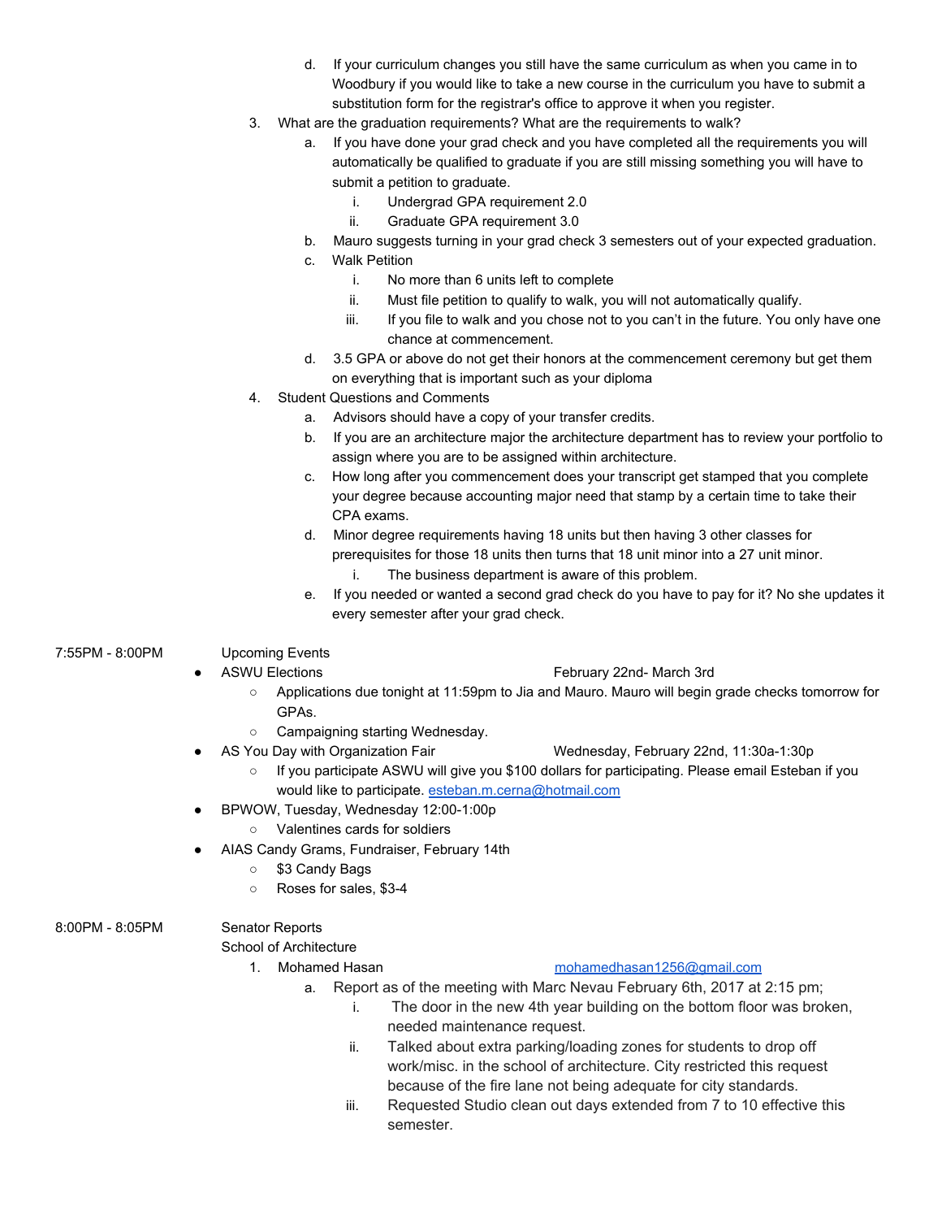d. If your curriculum changes you still have the same curriculum as when you came in to Woodbury if you would like to take a new course in the curriculum you have to submit a substitution form for the registrar's office to approve it when you register.

3. What are the graduation requirements? What are the requirements to walk?
   a. If you have done your grad check and you have completed all the requirements you will automatically be qualified to graduate if you are still missing something you will have to submit a petition to graduate.
      i. Undergrad GPA requirement 2.0
      ii. Graduate GPA requirement 3.0
   b. Mauro suggests turning in your grad check 3 semesters out of your expected graduation.
   c. Walk Petition
      i. No more than 6 units left to complete
      ii. Must file petition to qualify to walk, you will not automatically qualify.
      iii. If you file to walk and you chose not to you can't in the future. You only have one chance at commencement.
   d. 3.5 GPA or above do not get their honors at the commencement ceremony but get them on everything that is important such as your diploma
4. Student Questions and Comments
   a. Advisors should have a copy of your transfer credits.
   b. If you are an architecture major the architecture department has to review your portfolio to assign where you are to be assigned within architecture.
   c. How long after you commencement does your transcript get stamped that you complete your degree because accounting major need that stamp by a certain time to take their CPA exams.
   d. Minor degree requirements having 18 units but then having 3 other classes for prerequisites for those 18 units then turns that 18 unit minor into a 27 unit minor.
      i. The business department is aware of this problem.
   e. If you needed or wanted a second grad check do you have to pay for it? No she updates it every semester after your grad check.

7:55PM - 8:00PM Upcoming Events

- ASWU Elections — February 22nd- March 3rd
  - Applications due tonight at 11:59pm to Jia and Mauro. Mauro will begin grade checks tomorrow for GPAs.
  - Campaigning starting Wednesday.
- AS You Day with Organization Fair — Wednesday, February 22nd, 11:30a-1:30p
  - If you participate ASWU will give you $100 dollars for participating. Please email Esteban if you would like to participate. esteban.m.cerna@hotmail.com
- BPWOW, Tuesday, Wednesday 12:00-1:00p
  - Valentines cards for soldiers
- AIAS Candy Grams, Fundraiser, February 14th
  - $3 Candy Bags
  - Roses for sales, $3-4

8:00PM - 8:05PM Senator Reports

School of Architecture

1. Mohamed Hasan — mohamedhasan1256@gmail.com
   a. Report as of the meeting with Marc Nevau February 6th, 2017 at 2:15 pm;
      i. The door in the new 4th year building on the bottom floor was broken, needed maintenance request.
      ii. Talked about extra parking/loading zones for students to drop off work/misc. in the school of architecture. City restricted this request because of the fire lane not being adequate for city standards.
      iii. Requested Studio clean out days extended from 7 to 10 effective this semester.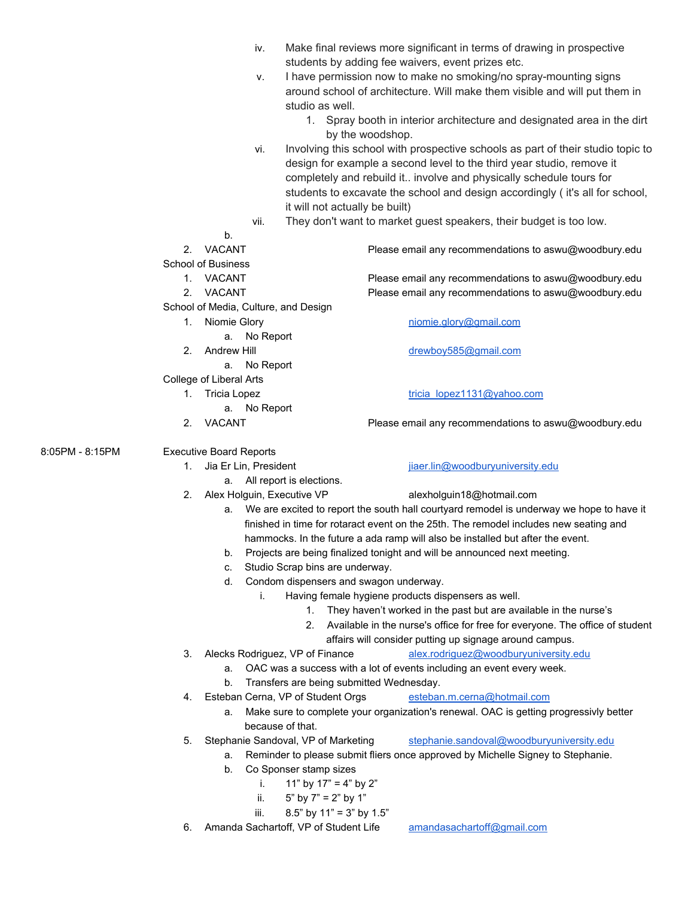- iv. Make final reviews more significant in terms of drawing in prospective students by adding fee waivers, event prizes etc.
- v. I have permission now to make no smoking/no spray-mounting signs around school of architecture. Will make them visible and will put them in studio as well.
    1. Spray booth in interior architecture and designated area in the dirt by the woodshop.
- vi. Involving this school with prospective schools as part of their studio topic to design for example a second level to the third year studio, remove it completely and rebuild it.. involve and physically schedule tours for students to excavate the school and design accordingly ( it's all for school, it will not actually be built)
- vii. They don't want to market guest speakers, their budget is too low.

b.

2. VACANT — Please email any recommendations to aswu@woodbury.edu

School of Business

1. VACANT — Please email any recommendations to aswu@woodbury.edu
2. VACANT — Please email any recommendations to aswu@woodbury.edu

School of Media, Culture, and Design

1. Niomie Glory — niomie.glory@gmail.com
    a. No Report
2. Andrew Hill — drewboy585@gmail.com
    a. No Report

College of Liberal Arts

1. Tricia Lopez — tricia_lopez1131@yahoo.com
    a. No Report
2. VACANT — Please email any recommendations to aswu@woodbury.edu

8:05PM - 8:15PM Executive Board Reports

1. Jia Er Lin, President — jiaer.lin@woodburyuniversity.edu
    a. All report is elections.
2. Alex Holguin, Executive VP — alexholguin18@hotmail.com
    a. We are excited to report the south hall courtyard remodel is underway we hope to have it finished in time for rotaract event on the 25th. The remodel includes new seating and hammocks. In the future a ada ramp will also be installed but after the event.
    b. Projects are being finalized tonight and will be announced next meeting.
    c. Studio Scrap bins are underway.
    d. Condom dispensers and swagon underway.
        - i. Having female hygiene products dispensers as well.
            1. They haven't worked in the past but are available in the nurse's
            2. Available in the nurse's office for free for everyone. The office of student affairs will consider putting up signage around campus.
3. Alecks Rodriguez, VP of Finance — alex.rodriguez@woodburyuniversity.edu
    a. OAC was a success with a lot of events including an event every week.
    b. Transfers are being submitted Wednesday.
4. Esteban Cerna, VP of Student Orgs — esteban.m.cerna@hotmail.com
    a. Make sure to complete your organization's renewal. OAC is getting progressivly better because of that.
5. Stephanie Sandoval, VP of Marketing — stephanie.sandoval@woodburyuniversity.edu
    a. Reminder to please submit fliers once approved by Michelle Signey to Stephanie.
    b. Co Sponser stamp sizes
        - i. 11" by 17" = 4" by 2"
        - ii. 5" by 7" = 2" by 1"
        - iii. 8.5" by 11" = 3" by 1.5"
6. Amanda Sachartoff, VP of Student Life — amandasachartoff@gmail.com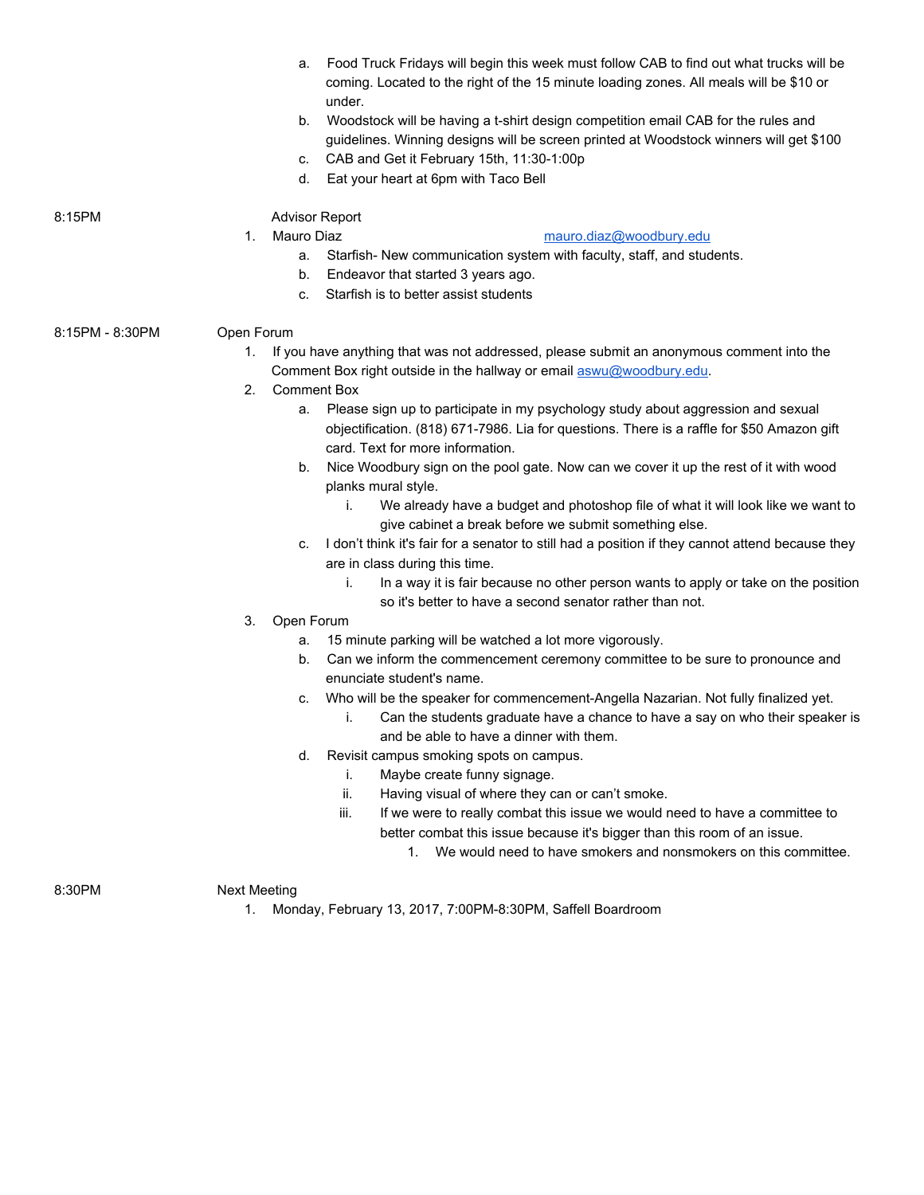a. Food Truck Fridays will begin this week must follow CAB to find out what trucks will be coming. Located to the right of the 15 minute loading zones. All meals will be $10 or under.
b. Woodstock will be having a t-shirt design competition email CAB for the rules and guidelines. Winning designs will be screen printed at Woodstock winners will get $100
c. CAB and Get it February 15th, 11:30-1:00p
d. Eat your heart at 6pm with Taco Bell

8:15PM — Advisor Report

1. Mauro Diaz — mauro.diaz@woodbury.edu
   a. Starfish- New communication system with faculty, staff, and students.
   b. Endeavor that started 3 years ago.
   c. Starfish is to better assist students

8:15PM - 8:30PM — Open Forum

1. If you have anything that was not addressed, please submit an anonymous comment into the Comment Box right outside in the hallway or email aswu@woodbury.edu.
2. Comment Box
   a. Please sign up to participate in my psychology study about aggression and sexual objectification. (818) 671-7986. Lia for questions. There is a raffle for $50 Amazon gift card. Text for more information.
   b. Nice Woodbury sign on the pool gate. Now can we cover it up the rest of it with wood planks mural style.
      i. We already have a budget and photoshop file of what it will look like we want to give cabinet a break before we submit something else.
   c. I don't think it's fair for a senator to still had a position if they cannot attend because they are in class during this time.
      i. In a way it is fair because no other person wants to apply or take on the position so it's better to have a second senator rather than not.
3. Open Forum
   a. 15 minute parking will be watched a lot more vigorously.
   b. Can we inform the commencement ceremony committee to be sure to pronounce and enunciate student's name.
   c. Who will be the speaker for commencement-Angella Nazarian. Not fully finalized yet.
      i. Can the students graduate have a chance to have a say on who their speaker is and be able to have a dinner with them.
   d. Revisit campus smoking spots on campus.
      i. Maybe create funny signage.
      ii. Having visual of where they can or can't smoke.
      iii. If we were to really combat this issue we would need to have a committee to better combat this issue because it's bigger than this room of an issue.
         1. We would need to have smokers and nonsmokers on this committee.

8:30PM — Next Meeting

1. Monday, February 13, 2017, 7:00PM-8:30PM, Saffell Boardroom